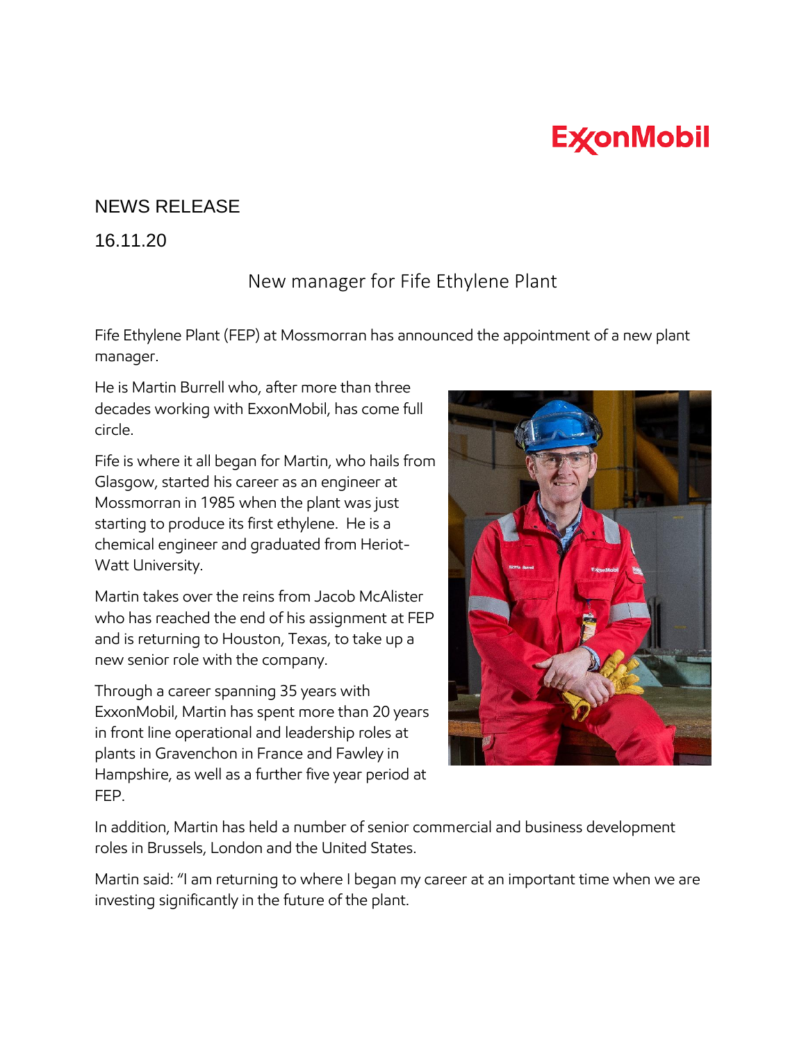ExxonMobil

NEWS RELEASE

16.11.20

# New manager for Fife Ethylene Plant

Fife Ethylene Plant (FEP) at Mossmorran has announced the appointment of a new plant manager.

He is Martin Burrell who, after more than three decades working with ExxonMobil, has come full circle.

Fife is where it all began for Martin, who hails from Glasgow, started his career as an engineer at Mossmorran in 1985 when the plant was just starting to produce its first ethylene. He is a chemical engineer and graduated from Heriot-Watt University.

Martin takes over the reins from Jacob McAlister who has reached the end of his assignment at FEP and is returning to Houston, Texas, to take up a new senior role with the company.

Through a career spanning 35 years with ExxonMobil, Martin has spent more than 20 years in front line operational and leadership roles at plants in Gravenchon in France and Fawley in Hampshire, as well as a further five year period at FEP.

In addition, Martin has held a number of senior commercial and business development roles in Brussels, London and the United States.

Martin said: "I am returning to where I began my career at an important time when we are investing significantly in the future of the plant.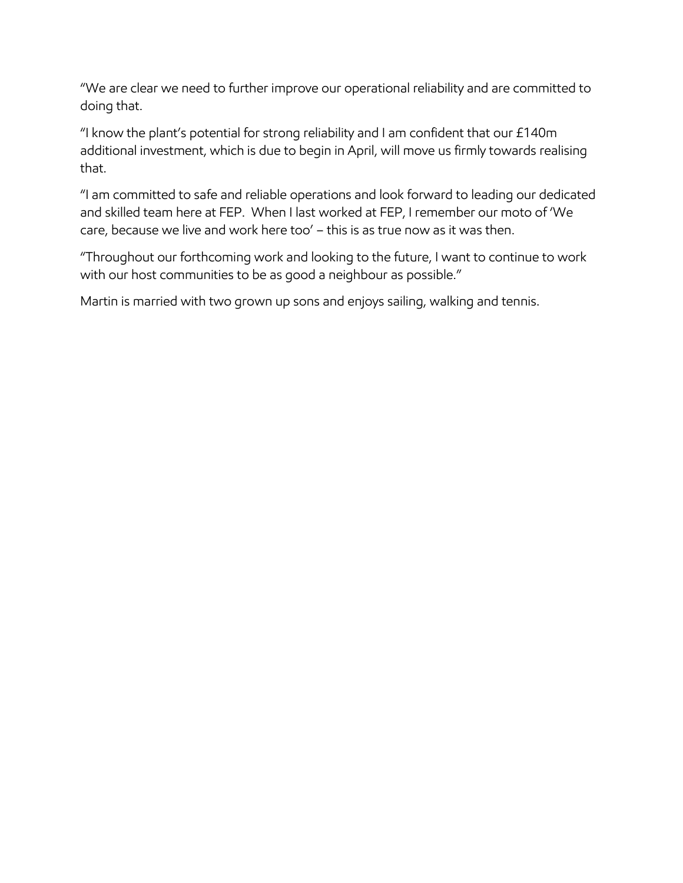"We are clear we need to further improve our operational reliability and are committed to doing that.

"I know the plant's potential for strong reliability and I am confident that our £140m additional investment, which is due to begin in April, will move us firmly towards realising that.

"I am committed to safe and reliable operations and look forward to leading our dedicated and skilled team here at FEP. When I last worked at FEP, I remember our moto of 'We care, because we live and work here too' – this is as true now as it was then.

"Throughout our forthcoming work and looking to the future, I want to continue to work with our host communities to be as good a neighbour as possible."

Martin is married with two grown up sons and enjoys sailing, walking and tennis.